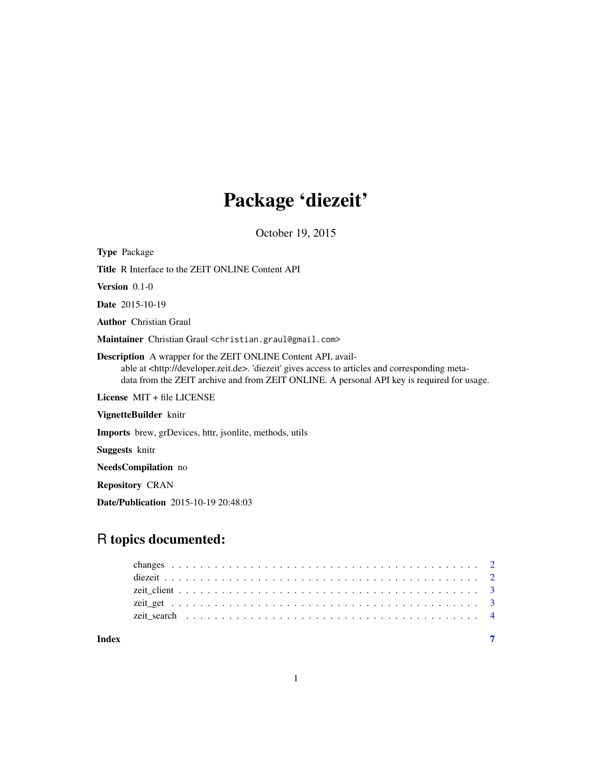# Package 'diezeit'

October 19, 2015

**Type** Package

**Title** R Interface to the ZEIT ONLINE Content API

**Version** 0.1-0

**Date** 2015-10-19

**Author** Christian Graul

**Maintainer** Christian Graul <christian.graul@gmail.com>

**Description** A wrapper for the ZEIT ONLINE Content API, available at <http://developer.zeit.de>. 'diezeit' gives access to articles and corresponding metadata from the ZEIT archive and from ZEIT ONLINE. A personal API key is required for usage.

**License** MIT + file LICENSE

**VignetteBuilder** knitr

**Imports** brew, grDevices, httr, jsonlite, methods, utils

**Suggests** knitr

**NeedsCompilation** no

**Repository** CRAN

**Date/Publication** 2015-10-19 20:48:03

## R topics documented:

- changes . . . . . . . . . . . . . . . . . . . . . . . . . . . . . . . . . . . . . . . . . . 2
- diezeit . . . . . . . . . . . . . . . . . . . . . . . . . . . . . . . . . . . . . . . . . . 2
- zeit_client . . . . . . . . . . . . . . . . . . . . . . . . . . . . . . . . . . . . . . . . 3
- zeit_get . . . . . . . . . . . . . . . . . . . . . . . . . . . . . . . . . . . . . . . . . 3
- zeit_search . . . . . . . . . . . . . . . . . . . . . . . . . . . . . . . . . . . . . . . . 4

**Index** 7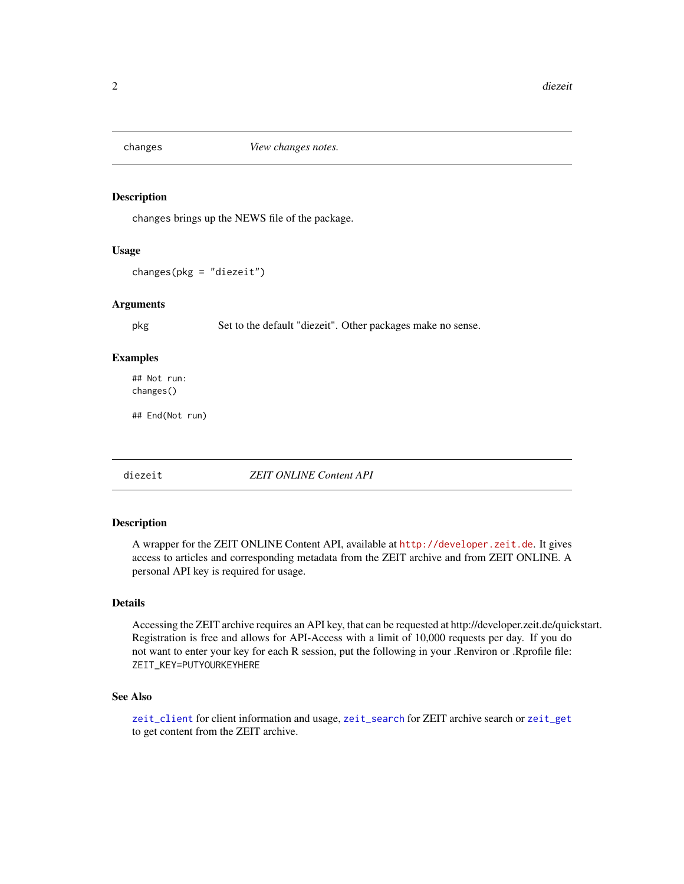## changes — *View changes notes.*

### Description

`changes` brings up the NEWS file of the package.

### Usage

```
changes(pkg = "diezeit")
```

### Arguments

| | |
|---|---|
| pkg | Set to the default "diezeit". Other packages make no sense. |

### Examples

```
## Not run:
changes()

## End(Not run)
```

## diezeit — *ZEIT ONLINE Content API*

### Description

A wrapper for the ZEIT ONLINE Content API, available at `http://developer.zeit.de`. It gives access to articles and corresponding metadata from the ZEIT archive and from ZEIT ONLINE. A personal API key is required for usage.

### Details

Accessing the ZEIT archive requires an API key, that can be requested at http://developer.zeit.de/quickstart. Registration is free and allows for API-Access with a limit of 10,000 requests per day. If you do not want to enter your key for each R session, put the following in your .Renviron or .Rprofile file: `ZEIT_KEY=PUTYOURKEYHERE`

### See Also

`zeit_client` for client information and usage, `zeit_search` for ZEIT archive search or `zeit_get` to get content from the ZEIT archive.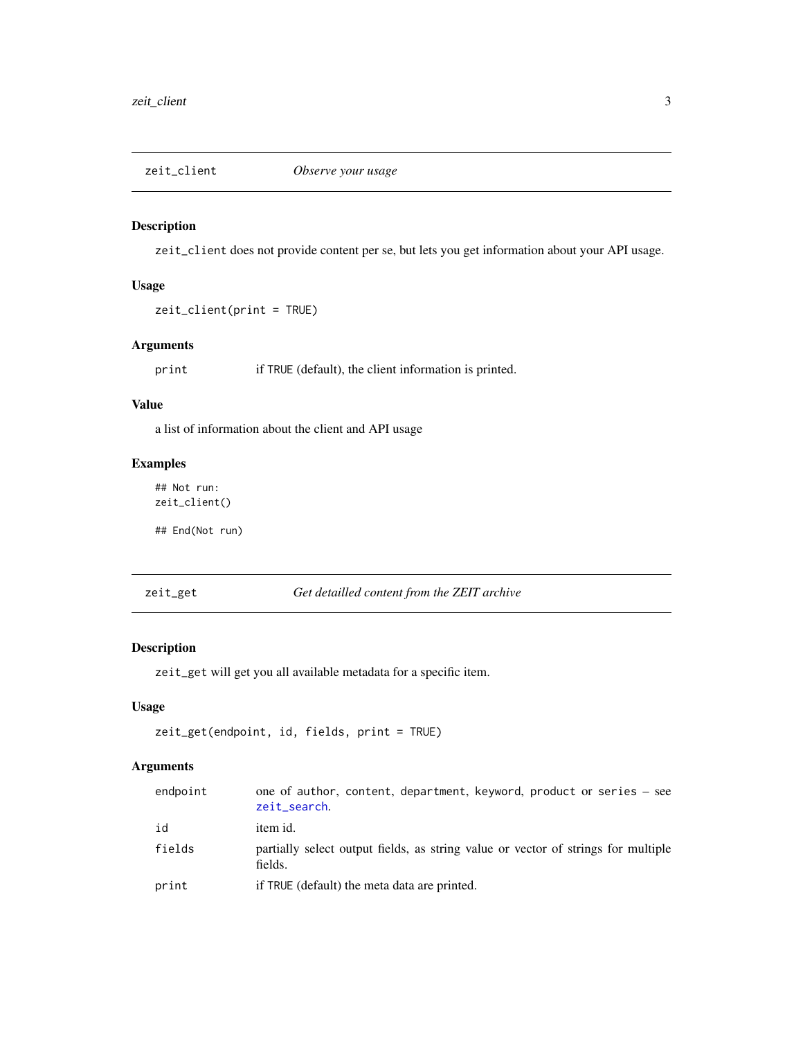## zeit_client — *Observe your usage*

### Description

`zeit_client` does not provide content per se, but lets you get information about your API usage.

### Usage

```
zeit_client(print = TRUE)
```

### Arguments

| | |
|---|---|
| `print` | if `TRUE` (default), the client information is printed. |

### Value

a list of information about the client and API usage

### Examples

```
## Not run:
zeit_client()

## End(Not run)
```

## zeit_get — *Get detailled content from the ZEIT archive*

### Description

`zeit_get` will get you all available metadata for a specific item.

### Usage

```
zeit_get(endpoint, id, fields, print = TRUE)
```

### Arguments

| | |
|---|---|
| `endpoint` | one of `author`, `content`, `department`, `keyword`, `product` or `series` – see `zeit_search`. |
| `id` | item id. |
| `fields` | partially select output fields, as string value or vector of strings for multiple fields. |
| `print` | if `TRUE` (default) the meta data are printed. |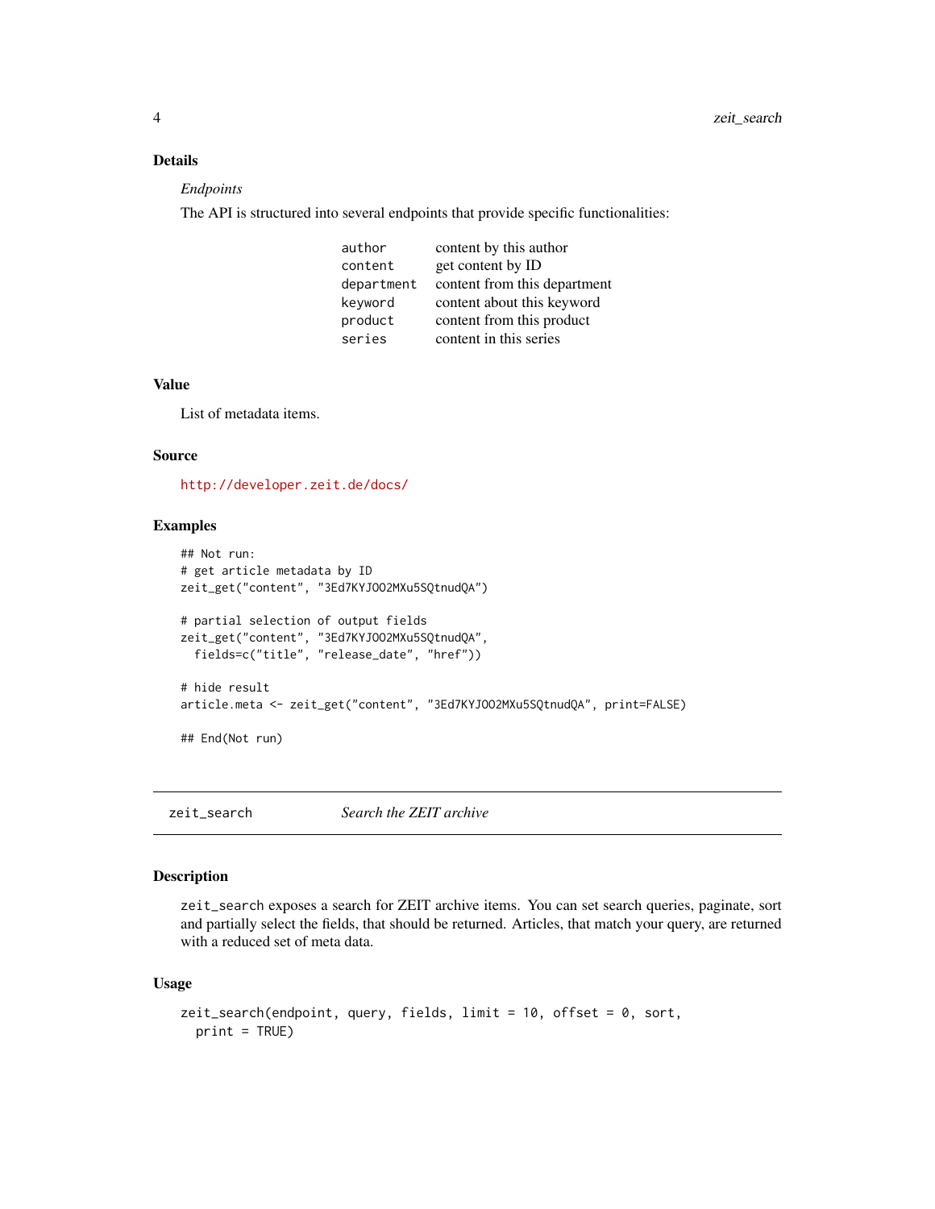### Details

*Endpoints*

The API is structured into several endpoints that provide specific functionalities:

| | |
|---|---|
| `author` | content by this author |
| `content` | get content by ID |
| `department` | content from this department |
| `keyword` | content about this keyword |
| `product` | content from this product |
| `series` | content in this series |

### Value

List of metadata items.

### Source

http://developer.zeit.de/docs/

### Examples

```
## Not run:
# get article metadata by ID
zeit_get("content", "3Ed7KYJOO2MXu5SQtnudQA")

# partial selection of output fields
zeit_get("content", "3Ed7KYJOO2MXu5SQtnudQA",
  fields=c("title", "release_date", "href"))

# hide result
article.meta <- zeit_get("content", "3Ed7KYJOO2MXu5SQtnudQA", print=FALSE)

## End(Not run)
```

---

## zeit_search — *Search the ZEIT archive*

### Description

`zeit_search` exposes a search for ZEIT archive items. You can set search queries, paginate, sort and partially select the fields, that should be returned. Articles, that match your query, are returned with a reduced set of meta data.

### Usage

```
zeit_search(endpoint, query, fields, limit = 10, offset = 0, sort,
  print = TRUE)
```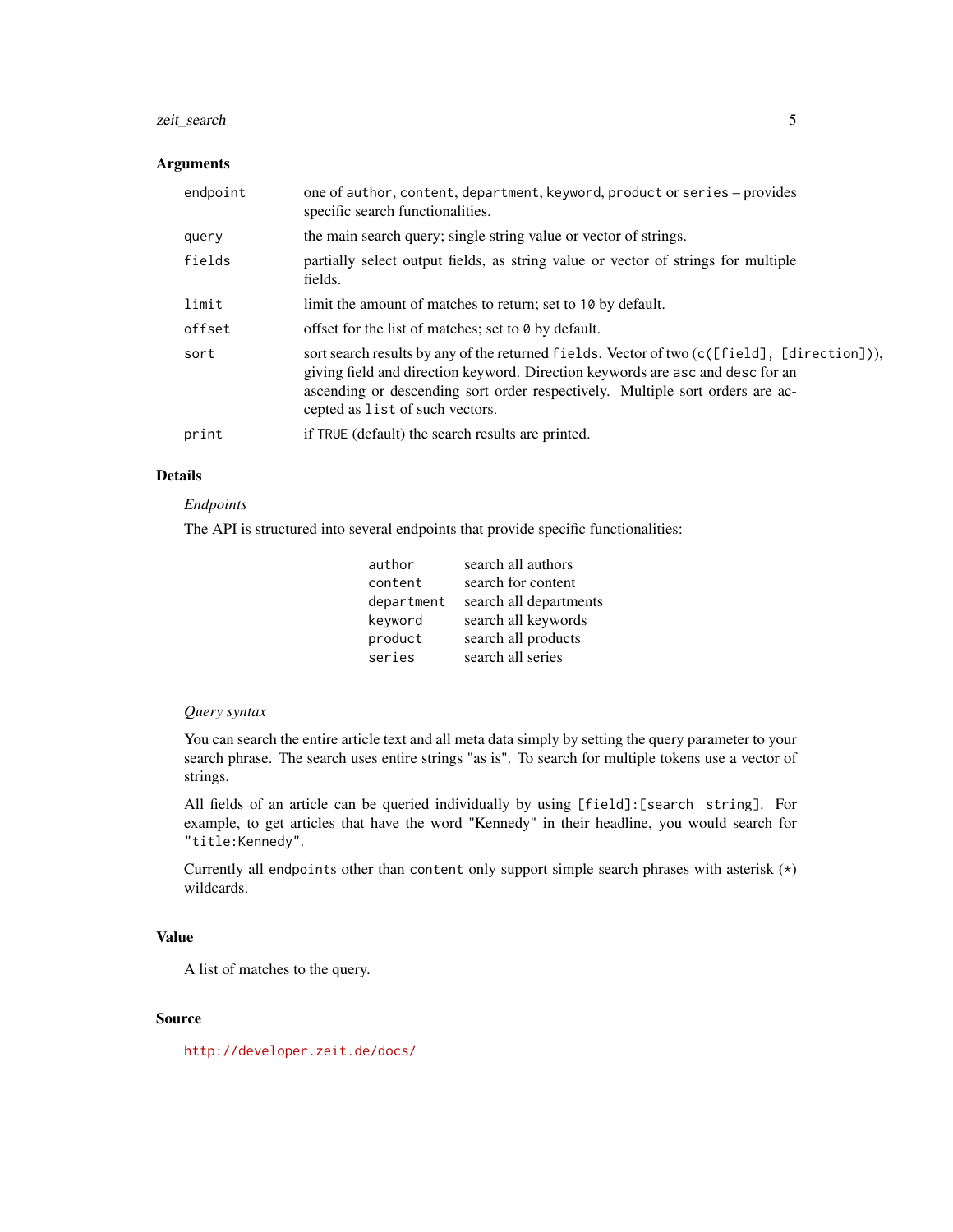### Arguments

| | |
|---|---|
| `endpoint` | one of `author`, `content`, `department`, `keyword`, `product` or `series` – provides specific search functionalities. |
| `query` | the main search query; single string value or vector of strings. |
| `fields` | partially select output fields, as string value or vector of strings for multiple fields. |
| `limit` | limit the amount of matches to return; set to `10` by default. |
| `offset` | offset for the list of matches; set to `0` by default. |
| `sort` | sort search results by any of the returned `fields`. Vector of two (`c([field], [direction])`), giving field and direction keyword. Direction keywords are `asc` and `desc` for an ascending or descending sort order respectively. Multiple sort orders are accepted as `list` of such vectors. |
| `print` | if `TRUE` (default) the search results are printed. |

### Details

*Endpoints*

The API is structured into several endpoints that provide specific functionalities:

| | |
|---|---|
| `author` | search all authors |
| `content` | search for content |
| `department` | search all departments |
| `keyword` | search all keywords |
| `product` | search all products |
| `series` | search all series |

*Query syntax*

You can search the entire article text and all meta data simply by setting the query parameter to your search phrase. The search uses entire strings "as is". To search for multiple tokens use a vector of strings.

All fields of an article can be queried individually by using `[field]:[search string]`. For example, to get articles that have the word "Kennedy" in their headline, you would search for `"title:Kennedy"`.

Currently all `endpoints` other than `content` only support simple search phrases with asterisk (`*`) wildcards.

### Value

A list of matches to the query.

### Source

http://developer.zeit.de/docs/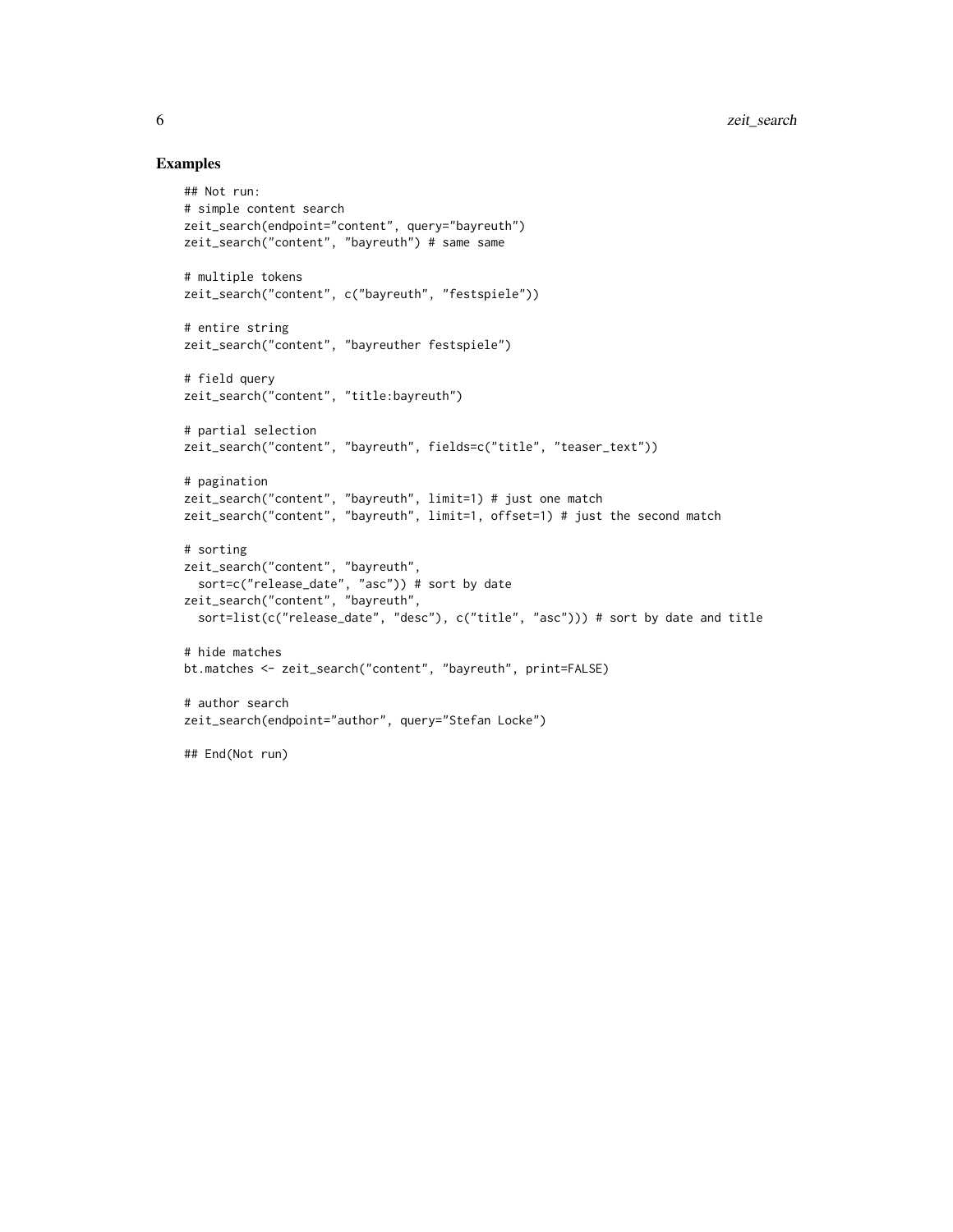## Examples

```
## Not run:
# simple content search
zeit_search(endpoint="content", query="bayreuth")
zeit_search("content", "bayreuth") # same same

# multiple tokens
zeit_search("content", c("bayreuth", "festspiele"))

# entire string
zeit_search("content", "bayreuther festspiele")

# field query
zeit_search("content", "title:bayreuth")

# partial selection
zeit_search("content", "bayreuth", fields=c("title", "teaser_text"))

# pagination
zeit_search("content", "bayreuth", limit=1) # just one match
zeit_search("content", "bayreuth", limit=1, offset=1) # just the second match

# sorting
zeit_search("content", "bayreuth",
  sort=c("release_date", "asc")) # sort by date
zeit_search("content", "bayreuth",
  sort=list(c("release_date", "desc"), c("title", "asc"))) # sort by date and title

# hide matches
bt.matches <- zeit_search("content", "bayreuth", print=FALSE)

# author search
zeit_search(endpoint="author", query="Stefan Locke")

## End(Not run)
```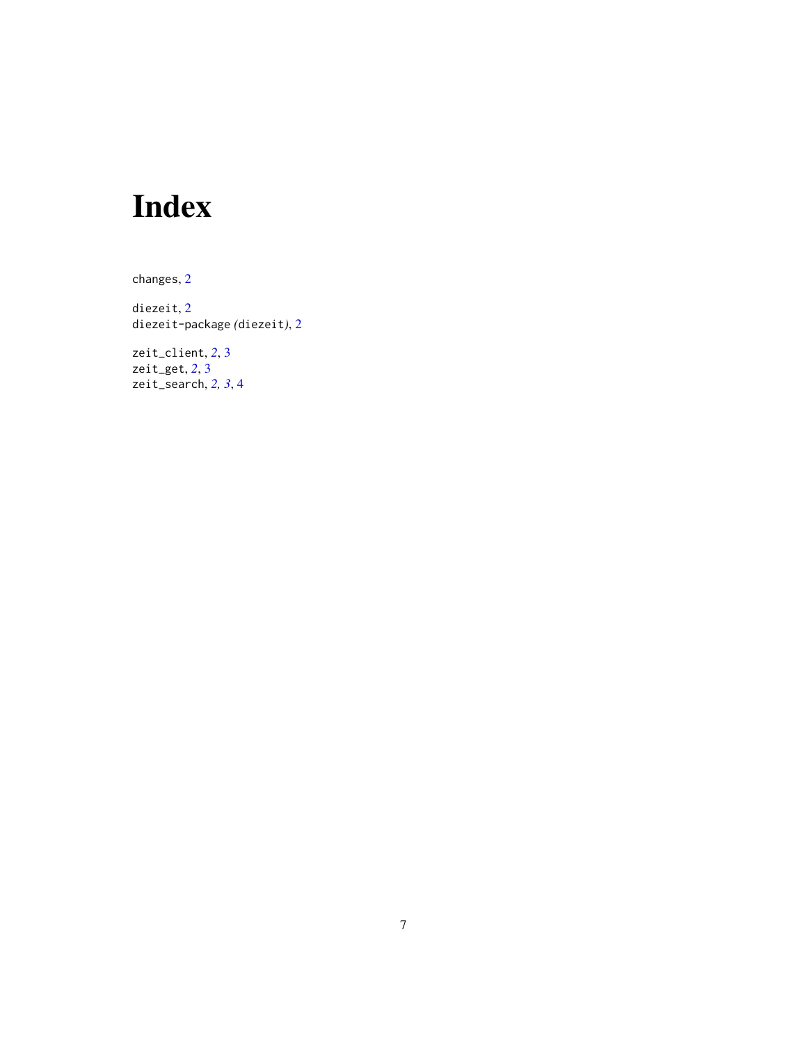# Index

changes, 2

diezeit, 2
diezeit-package *(*diezeit*)*, 2

zeit_client, *2*, 3
zeit_get, *2*, 3
zeit_search, *2, 3*, 4